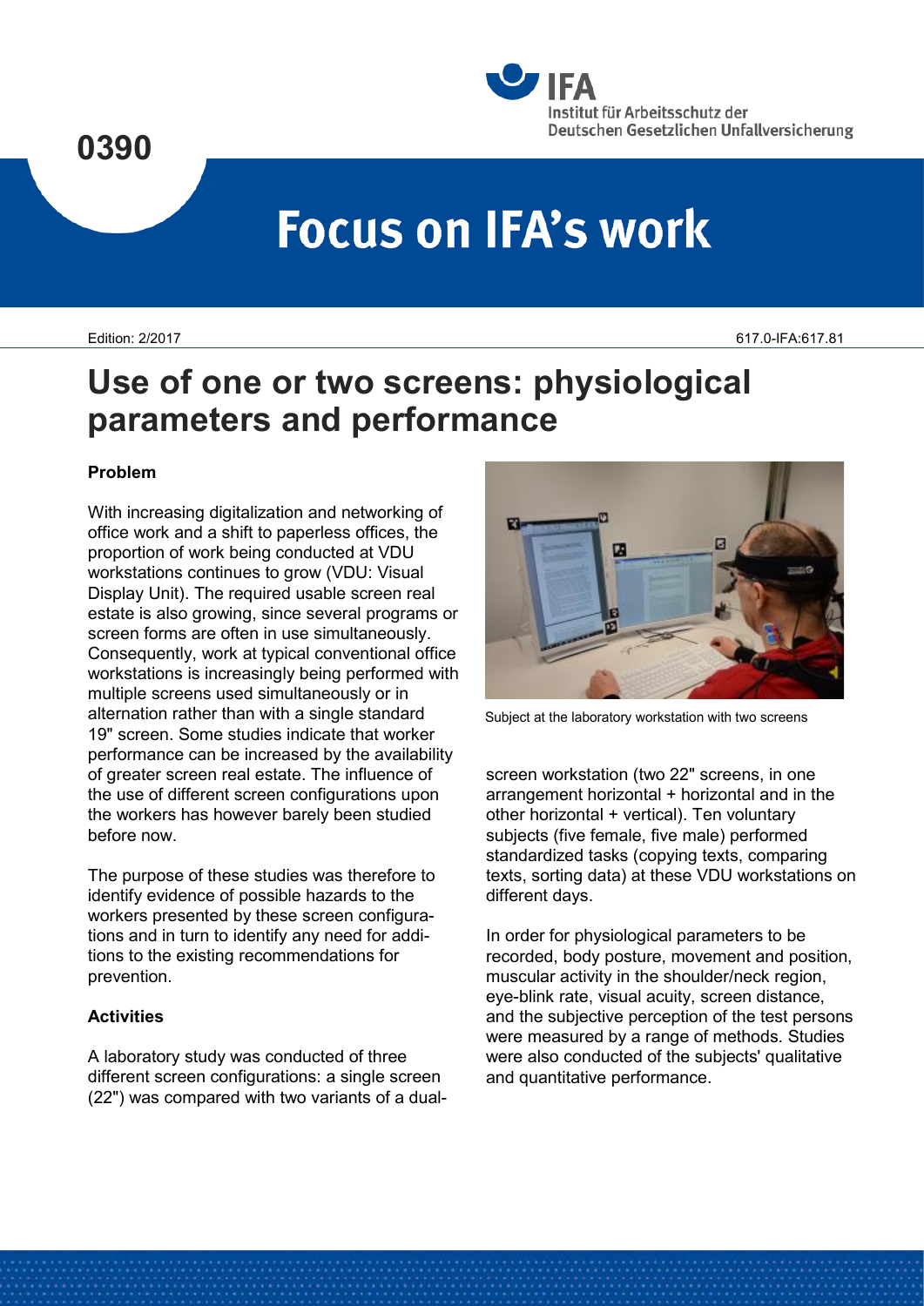0390

# Focus on IFA's work

Edition: 2/2017

617.0-IFA:617.81

# Use of one or two screens: physiological parameters and performance

### Problem

With increasing digitalization and networking of office work and a shift to paperless offices, the proportion of work being conducted at VDU workstations continues to grow (VDU: Visual Display Unit). The required usable screen real estate is also growing, since several programs or screen forms are often in use simultaneously. Consequently, work at typical conventional office workstations is increasingly being performed with multiple screens used simultaneously or in alternation rather than with a single standard 19" screen. Some studies indicate that worker performance can be increased by the availability of greater screen real estate. The influence of the use of different screen configurations upon the workers has however barely been studied before now.

The purpose of these studies was therefore to identify evidence of possible hazards to the workers presented by these screen configurations and in turn to identify any need for additions to the existing recommendations for prevention.

### Activities

A laboratory study was conducted of three different screen configurations: a single screen (22") was compared with two variants of a dual-screen workstation (two 22" screens, in one arrangement horizontal + horizontal and in the other horizontal + vertical). Ten voluntary subjects (five female, five male) performed standardized tasks (copying texts, comparing texts, sorting data) at these VDU workstations on different days.

Subject at the laboratory workstation with two screens

In order for physiological parameters to be recorded, body posture, movement and position, muscular activity in the shoulder/neck region, eye-blink rate, visual acuity, screen distance, and the subjective perception of the test persons were measured by a range of methods. Studies were also conducted of the subjects' qualitative and quantitative performance.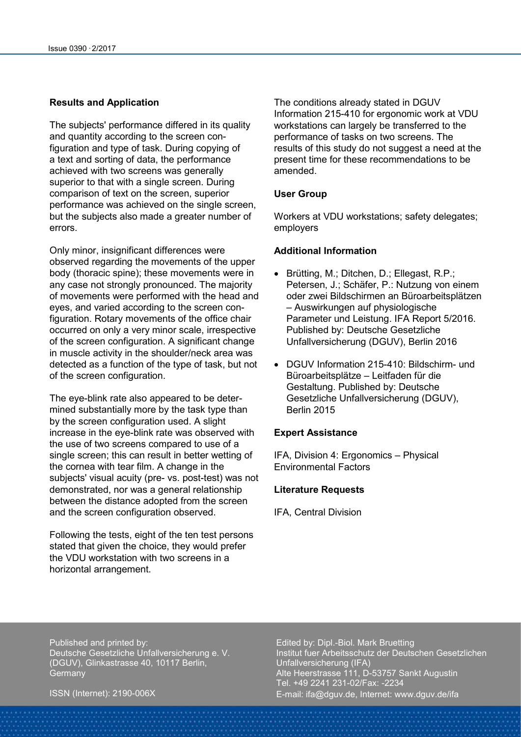## Results and Application

The subjects' performance differed in its quality and quantity according to the screen configuration and type of task. During copying of a text and sorting of data, the performance achieved with two screens was generally superior to that with a single screen. During comparison of text on the screen, superior performance was achieved on the single screen, but the subjects also made a greater number of errors.

Only minor, insignificant differences were observed regarding the movements of the upper body (thoracic spine); these movements were in any case not strongly pronounced. The majority of movements were performed with the head and eyes, and varied according to the screen configuration. Rotary movements of the office chair occurred on only a very minor scale, irrespective of the screen configuration. A significant change in muscle activity in the shoulder/neck area was detected as a function of the type of task, but not of the screen configuration.

The eye-blink rate also appeared to be determined substantially more by the task type than by the screen configuration used. A slight increase in the eye-blink rate was observed with the use of two screens compared to use of a single screen; this can result in better wetting of the cornea with tear film. A change in the subjects' visual acuity (pre- vs. post-test) was not demonstrated, nor was a general relationship between the distance adopted from the screen and the screen configuration observed.

Following the tests, eight of the ten test persons stated that given the choice, they would prefer the VDU workstation with two screens in a horizontal arrangement.

The conditions already stated in DGUV Information 215-410 for ergonomic work at VDU workstations can largely be transferred to the performance of tasks on two screens. The results of this study do not suggest a need at the present time for these recommendations to be amended.

## User Group

Workers at VDU workstations; safety delegates; employers

## Additional Information

- Brütting, M.; Ditchen, D.; Ellegast, R.P.; Petersen, J.; Schäfer, P.: Nutzung von einem oder zwei Bildschirmen an Büroarbeitsplätzen – Auswirkungen auf physiologische Parameter und Leistung. IFA Report 5/2016. Published by: Deutsche Gesetzliche Unfallversicherung (DGUV), Berlin 2016
- DGUV Information 215-410: Bildschirm- und Büroarbeitsplätze – Leitfaden für die Gestaltung. Published by: Deutsche Gesetzliche Unfallversicherung (DGUV), Berlin 2015

## Expert Assistance

IFA, Division 4: Ergonomics – Physical Environmental Factors

## Literature Requests

IFA, Central Division

Published and printed by:
Deutsche Gesetzliche Unfallversicherung e. V. (DGUV), Glinkastrasse 40, 10117 Berlin, Germany

ISSN (Internet): 2190-006X

Edited by: Dipl.-Biol. Mark Bruetting
Institut fuer Arbeitsschutz der Deutschen Gesetzlichen Unfallversicherung (IFA)
Alte Heerstrasse 111, D-53757 Sankt Augustin
Tel. +49 2241 231-02/Fax: -2234
E-mail: ifa@dguv.de, Internet: www.dguv.de/ifa